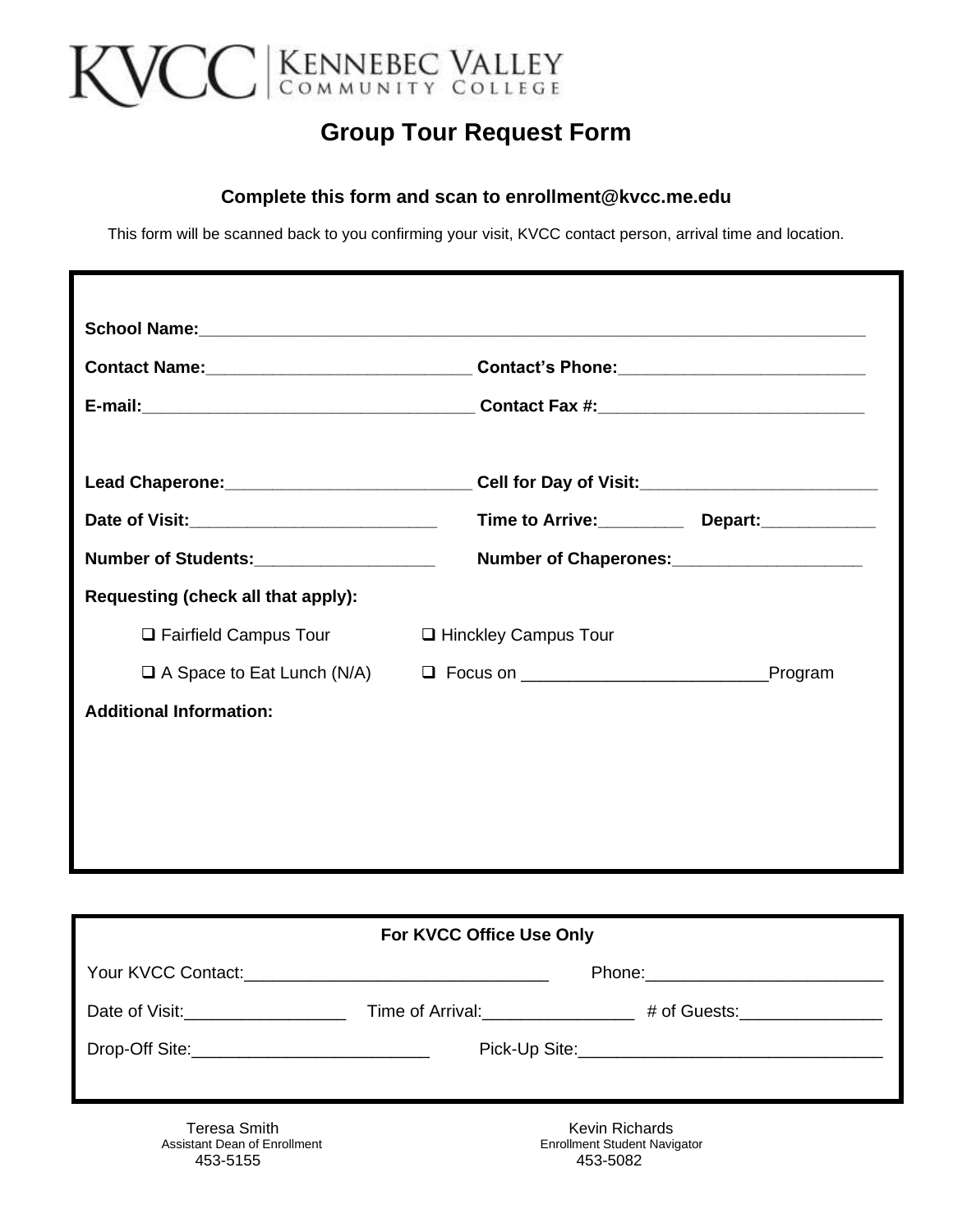KVCC | KENNEBEC VALLEY COMMUNITY COLLEGE

# Group Tour Request Form

**Complete this form and scan to enrollment@kvcc.me.edu**

This form will be scanned back to you confirming your visit, KVCC contact person, arrival time and location.

**School Name:**___________________________________________________________________________

**Contact Name:**______________________________ **Contact's Phone:**___________________________

**E-mail:**_____________________________________ **Contact Fax #:**______________________________

**Lead Chaperone:**____________________________ **Cell for Day of Visit:**___________________________

**Date of Visit:**____________________________ **Time to Arrive:**__________ **Depart:**_____________

**Number of Students:**_____________________ **Number of Chaperones:**_____________________

**Requesting (check all that apply):**

- ❑ Fairfield Campus Tour
- ❑ Hinckley Campus Tour
- ❑ A Space to Eat Lunch (N/A)
- ❑ Focus on __________________________Program

**Additional Information:**

---

**For KVCC Office Use Only**

Your KVCC Contact:_________________________________ Phone:__________________________

Date of Visit:_________________ Time of Arrival:________________ # of Guests:_______________

Drop-Off Site:_________________________ Pick-Up Site:_________________________________

---

Teresa Smith
Assistant Dean of Enrollment
453-5155

Kevin Richards
Enrollment Student Navigator
453-5082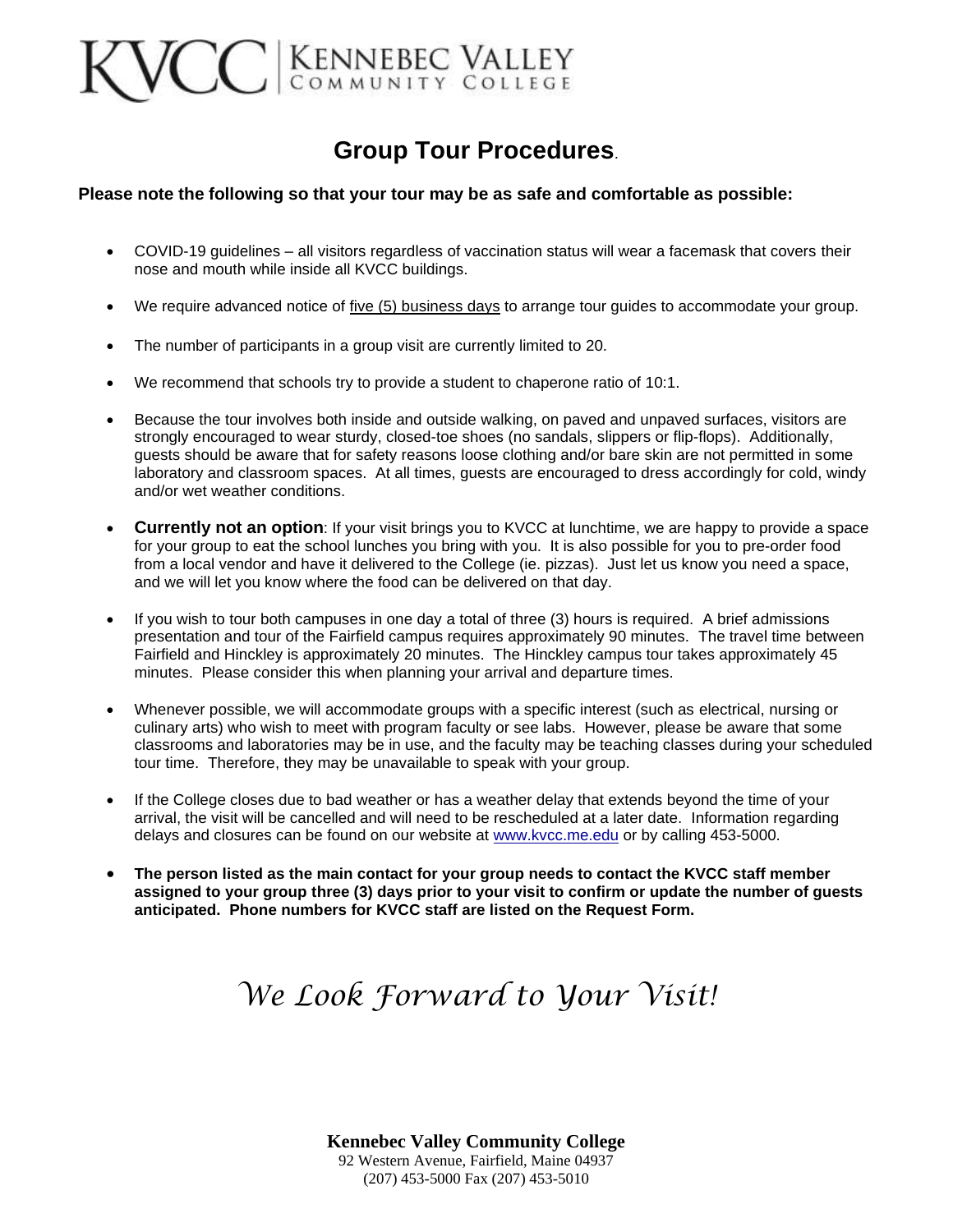KVCC | KENNEBEC VALLEY COMMUNITY COLLEGE

# Group Tour Procedures.

**Please note the following so that your tour may be as safe and comfortable as possible:**

- COVID-19 guidelines – all visitors regardless of vaccination status will wear a facemask that covers their nose and mouth while inside all KVCC buildings.
- We require advanced notice of five (5) business days to arrange tour guides to accommodate your group.
- The number of participants in a group visit are currently limited to 20.
- We recommend that schools try to provide a student to chaperone ratio of 10:1.
- Because the tour involves both inside and outside walking, on paved and unpaved surfaces, visitors are strongly encouraged to wear sturdy, closed-toe shoes (no sandals, slippers or flip-flops). Additionally, guests should be aware that for safety reasons loose clothing and/or bare skin are not permitted in some laboratory and classroom spaces. At all times, guests are encouraged to dress accordingly for cold, windy and/or wet weather conditions.
- **Currently not an option**: If your visit brings you to KVCC at lunchtime, we are happy to provide a space for your group to eat the school lunches you bring with you. It is also possible for you to pre-order food from a local vendor and have it delivered to the College (ie. pizzas). Just let us know you need a space, and we will let you know where the food can be delivered on that day.
- If you wish to tour both campuses in one day a total of three (3) hours is required. A brief admissions presentation and tour of the Fairfield campus requires approximately 90 minutes. The travel time between Fairfield and Hinckley is approximately 20 minutes. The Hinckley campus tour takes approximately 45 minutes. Please consider this when planning your arrival and departure times.
- Whenever possible, we will accommodate groups with a specific interest (such as electrical, nursing or culinary arts) who wish to meet with program faculty or see labs. However, please be aware that some classrooms and laboratories may be in use, and the faculty may be teaching classes during your scheduled tour time. Therefore, they may be unavailable to speak with your group.
- If the College closes due to bad weather or has a weather delay that extends beyond the time of your arrival, the visit will be cancelled and will need to be rescheduled at a later date. Information regarding delays and closures can be found on our website at www.kvcc.me.edu or by calling 453-5000.
- **The person listed as the main contact for your group needs to contact the KVCC staff member assigned to your group three (3) days prior to your visit to confirm or update the number of guests anticipated. Phone numbers for KVCC staff are listed on the Request Form.**

*We Look Forward to Your Visit!*

**Kennebec Valley Community College**
92 Western Avenue, Fairfield, Maine 04937
(207) 453-5000 Fax (207) 453-5010